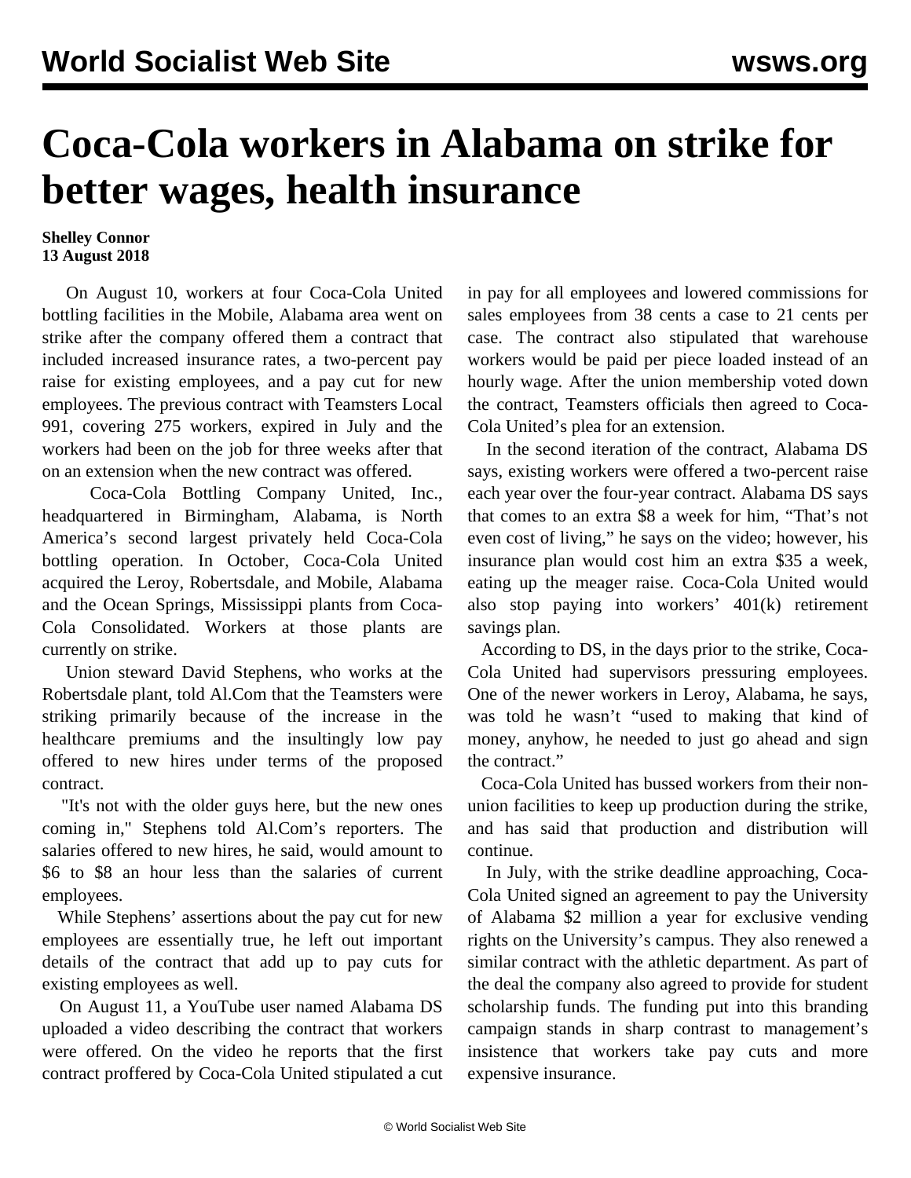# Coca-Cola workers in Alabama on strike for better wages, health insurance

**Shelley Connor**
**13 August 2018**

On August 10, workers at four Coca-Cola United bottling facilities in the Mobile, Alabama area went on strike after the company offered them a contract that included increased insurance rates, a two-percent pay raise for existing employees, and a pay cut for new employees. The previous contract with Teamsters Local 991, covering 275 workers, expired in July and the workers had been on the job for three weeks after that on an extension when the new contract was offered.

Coca-Cola Bottling Company United, Inc., headquartered in Birmingham, Alabama, is North America's second largest privately held Coca-Cola bottling operation. In October, Coca-Cola United acquired the Leroy, Robertsdale, and Mobile, Alabama and the Ocean Springs, Mississippi plants from Coca-Cola Consolidated. Workers at those plants are currently on strike.

Union steward David Stephens, who works at the Robertsdale plant, told Al.Com that the Teamsters were striking primarily because of the increase in the healthcare premiums and the insultingly low pay offered to new hires under terms of the proposed contract.

"It's not with the older guys here, but the new ones coming in," Stephens told Al.Com's reporters. The salaries offered to new hires, he said, would amount to $6 to $8 an hour less than the salaries of current employees.

While Stephens' assertions about the pay cut for new employees are essentially true, he left out important details of the contract that add up to pay cuts for existing employees as well.

On August 11, a YouTube user named Alabama DS uploaded a video describing the contract that workers were offered. On the video he reports that the first contract proffered by Coca-Cola United stipulated a cut in pay for all employees and lowered commissions for sales employees from 38 cents a case to 21 cents per case. The contract also stipulated that warehouse workers would be paid per piece loaded instead of an hourly wage. After the union membership voted down the contract, Teamsters officials then agreed to Coca-Cola United's plea for an extension.

In the second iteration of the contract, Alabama DS says, existing workers were offered a two-percent raise each year over the four-year contract. Alabama DS says that comes to an extra $8 a week for him, "That's not even cost of living," he says on the video; however, his insurance plan would cost him an extra $35 a week, eating up the meager raise. Coca-Cola United would also stop paying into workers' 401(k) retirement savings plan.

According to DS, in the days prior to the strike, Coca-Cola United had supervisors pressuring employees. One of the newer workers in Leroy, Alabama, he says, was told he wasn't "used to making that kind of money, anyhow, he needed to just go ahead and sign the contract."

Coca-Cola United has bussed workers from their non-union facilities to keep up production during the strike, and has said that production and distribution will continue.

In July, with the strike deadline approaching, Coca-Cola United signed an agreement to pay the University of Alabama $2 million a year for exclusive vending rights on the University's campus. They also renewed a similar contract with the athletic department. As part of the deal the company also agreed to provide for student scholarship funds. The funding put into this branding campaign stands in sharp contrast to management's insistence that workers take pay cuts and more expensive insurance.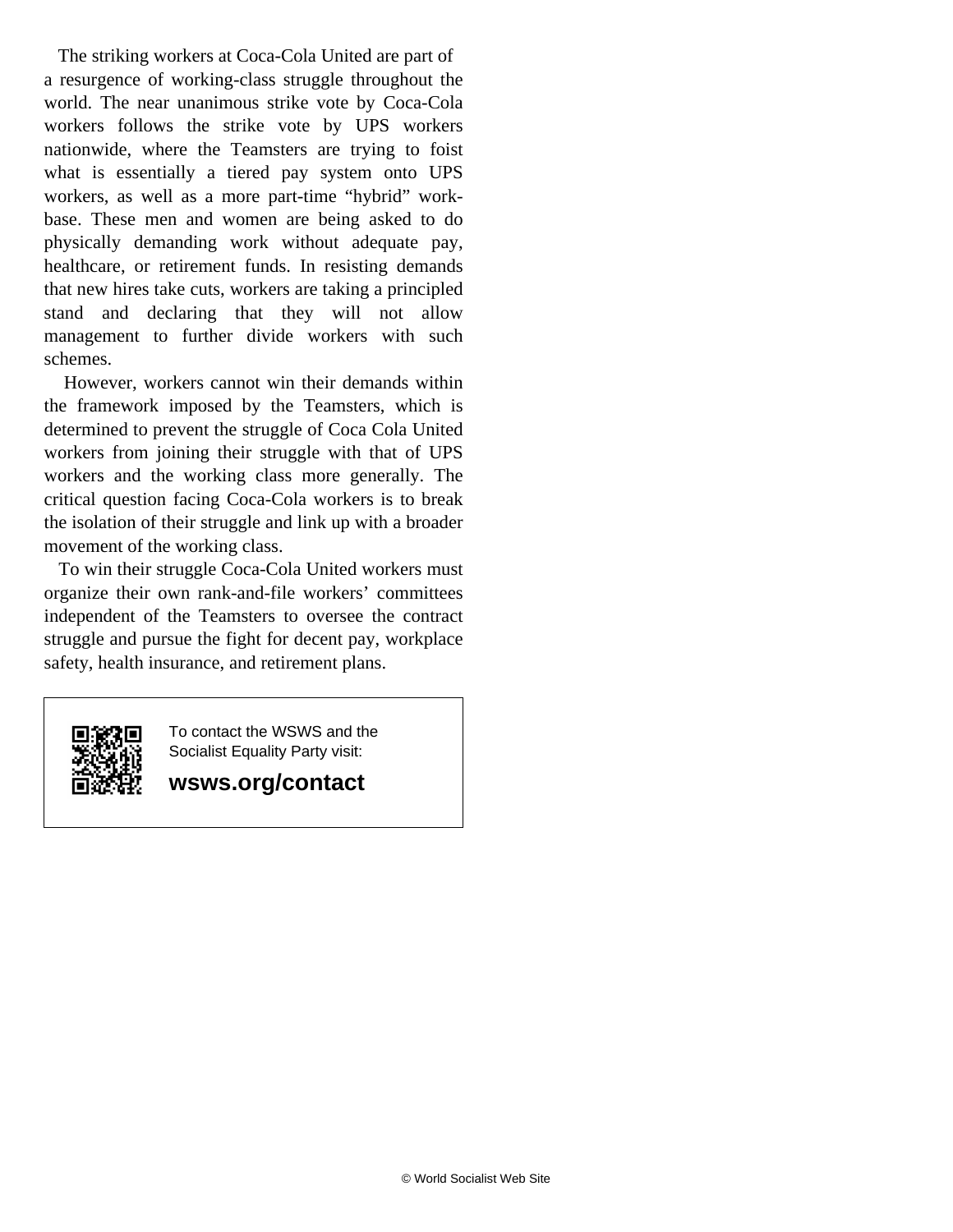The striking workers at Coca-Cola United are part of a resurgence of working-class struggle throughout the world. The near unanimous strike vote by Coca-Cola workers follows the strike vote by UPS workers nationwide, where the Teamsters are trying to foist what is essentially a tiered pay system onto UPS workers, as well as a more part-time "hybrid" work-base. These men and women are being asked to do physically demanding work without adequate pay, healthcare, or retirement funds. In resisting demands that new hires take cuts, workers are taking a principled stand and declaring that they will not allow management to further divide workers with such schemes.

However, workers cannot win their demands within the framework imposed by the Teamsters, which is determined to prevent the struggle of Coca Cola United workers from joining their struggle with that of UPS workers and the working class more generally. The critical question facing Coca-Cola workers is to break the isolation of their struggle and link up with a broader movement of the working class.

To win their struggle Coca-Cola United workers must organize their own rank-and-file workers' committees independent of the Teamsters to oversee the contract struggle and pursue the fight for decent pay, workplace safety, health insurance, and retirement plans.

To contact the WSWS and the Socialist Equality Party visit:

**wsws.org/contact**

© World Socialist Web Site